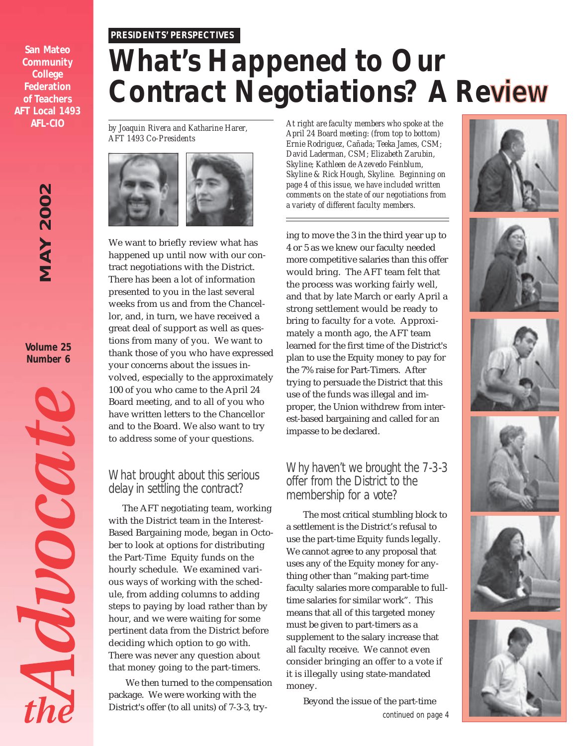San Mateo Community College Federation of Teachers AFT Local 1493 AFL-CIO

MAY 2002

Volume 25 Number 6

the Advocate

**PRESIDENTS' PERSPECTIVES**

# What's Happened to Our Contract Negotiations? A Review

*by Joaquin Rivera and Katharine Harer, AFT 1493 Co-Presidents*

*At right are faculty members who spoke at the April 24 Board meeting: (from top to bottom) Ernie Rodriguez, Cañada; Teeka James, CSM; David Laderman, CSM; Elizabeth Zarubin, Skyline; Kathleen de Azevedo Feinblum, Skyline & Rick Hough, Skyline. Beginning on page 4 of this issue, we have included written comments on the state of our negotiations from a variety of different faculty members.*

We want to briefly review what has happened up until now with our contract negotiations with the District. There has been a lot of information presented to you in the last several weeks from us and from the Chancellor, and, in turn, we have received a great deal of support as well as questions from many of you. We want to thank those of you who have expressed your concerns about the issues involved, especially to the approximately 100 of you who came to the April 24 Board meeting, and to all of you who have written letters to the Chancellor and to the Board. We also want to try to address some of your questions.

## What brought about this serious delay in settling the contract?

The AFT negotiating team, working with the District team in the Interest-Based Bargaining mode, began in October to look at options for distributing the Part-Time Equity funds on the hourly schedule. We examined various ways of working with the schedule, from adding columns to adding steps to paying by load rather than by hour, and we were waiting for some pertinent data from the District before deciding which option to go with. There was never any question about that money going to the part-timers.

We then turned to the compensation package. We were working with the District's offer (to all units) of 7-3-3, trying to move the 3 in the third year up to 4 or 5 as we knew our faculty needed more competitive salaries than this offer would bring. The AFT team felt that the process was working fairly well, and that by late March or early April a strong settlement would be ready to bring to faculty for a vote. Approximately a month ago, the AFT team learned for the first time of the District's plan to use the Equity money to pay for the 7% raise for Part-Timers. After trying to persuade the District that this use of the funds was illegal and improper, the Union withdrew from interest-based bargaining and called for an impasse to be declared.

## Why haven't we brought the 7-3-3 offer from the District to the membership for a vote?

The most critical stumbling block to a settlement is the District's refusal to use the part-time Equity funds legally. We cannot agree to any proposal that uses any of the Equity money for anything other than "making part-time faculty salaries more comparable to full-time salaries for similar work". This means that all of this targeted money must be given to part-timers as a supplement to the salary increase that all faculty receive. We cannot even consider bringing an offer to a vote if it is illegally using state-mandated money.

Beyond the issue of the part-time

continued on page 4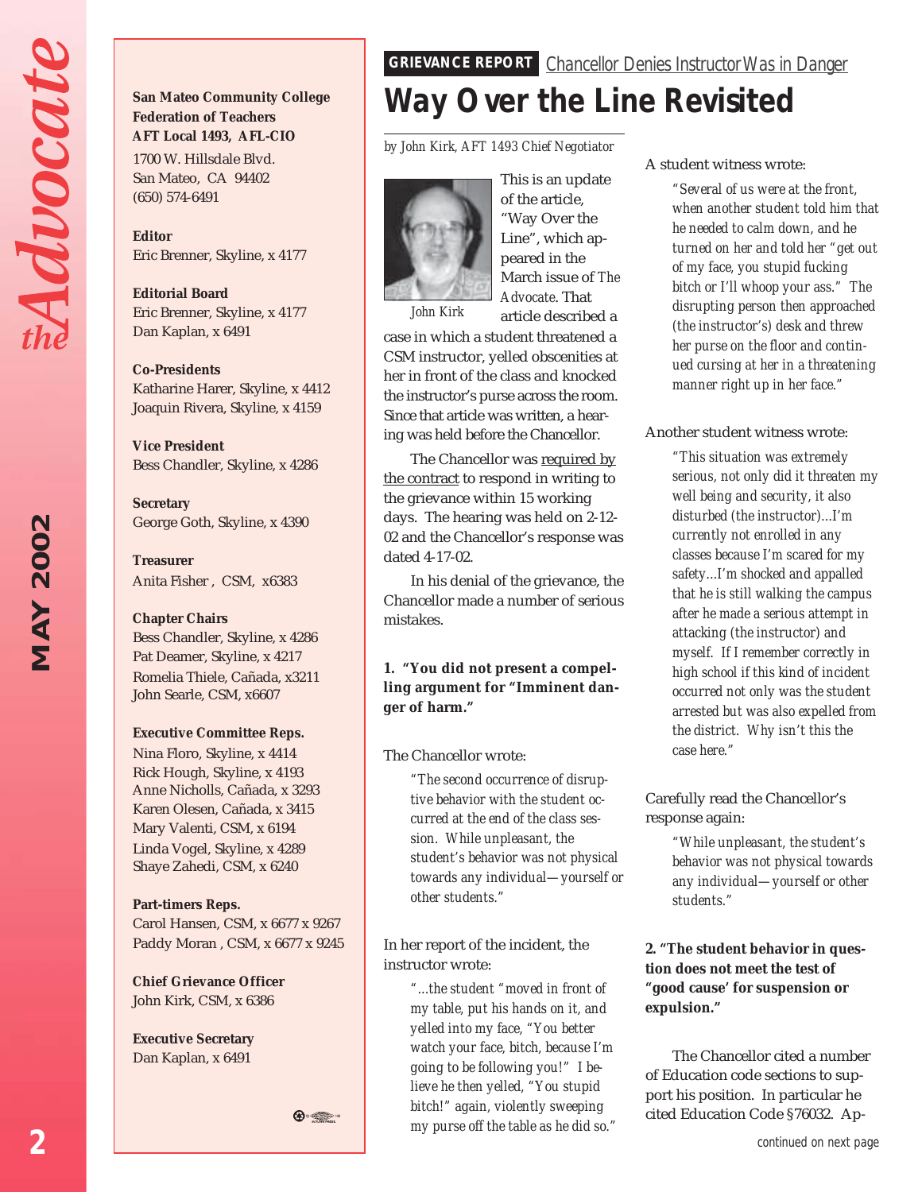**San Mateo Community College Federation of Teachers**
**AFT Local 1493, AFL-CIO**
1700 W. Hillsdale Blvd.
San Mateo, CA 94402
(650) 574-6491

**Editor**
Eric Brenner, Skyline, x 4177

**Editorial Board**
Eric Brenner, Skyline, x 4177
Dan Kaplan, x 6491

**Co-Presidents**
Katharine Harer, Skyline, x 4412
Joaquin Rivera, Skyline, x 4159

**Vice President**
Bess Chandler, Skyline, x 4286

**Secretary**
George Goth, Skyline, x 4390

**Treasurer**
Anita Fisher , CSM, x6383

**Chapter Chairs**
Bess Chandler, Skyline, x 4286
Pat Deamer, Skyline, x 4217
Romelia Thiele, Cañada, x3211
John Searle, CSM, x6607

**Executive Committee Reps.**
Nina Floro, Skyline, x 4414
Rick Hough, Skyline, x 4193
Anne Nicholls, Cañada, x 3293
Karen Olesen, Cañada, x 3415
Mary Valenti, CSM, x 6194
Linda Vogel, Skyline, x 4289
Shaye Zahedi, CSM, x 6240

**Part-timers Reps.**
Carol Hansen, CSM, x 6677 x 9267
Paddy Moran , CSM, x 6677 x 9245

**Chief Grievance Officer**
John Kirk, CSM, x 6386

**Executive Secretary**
Dan Kaplan, x 6491

**GRIEVANCE REPORT** *Chancellor Denies Instructor Was in Danger*

# Way Over the Line Revisited

*by John Kirk, AFT 1493 Chief Negotiator*

*John Kirk*

This is an update of the article, "Way Over the Line", which appeared in the March issue of *The Advocate*. That article described a case in which a student threatened a CSM instructor, yelled obscenities at her in front of the class and knocked the instructor's purse across the room. Since that article was written, a hearing was held before the Chancellor.

The Chancellor was required by the contract to respond in writing to the grievance within 15 working days. The hearing was held on 2-12-02 and the Chancellor's response was dated 4-17-02.

In his denial of the grievance, the Chancellor made a number of serious mistakes.

**1. "You did not present a compelling argument for "Imminent danger of harm."**

The Chancellor wrote:

> *"The second occurrence of disruptive behavior with the student occurred at the end of the class session. While unpleasant, the student's behavior was not physical towards any individual—yourself or other students."*

In her report of the incident, the instructor wrote:

> *"...the student "moved in front of my table, put his hands on it, and yelled into my face, "You better watch your face, bitch, because I'm going to be following you!" I believe he then yelled, "You stupid bitch!" again, violently sweeping my purse off the table as he did so."*

A student witness wrote:

> *"Several of us were at the front, when another student told him that he needed to calm down, and he turned on her and told her "get out of my face, you stupid fucking bitch or I'll whoop your ass." The disrupting person then approached (the instructor's) desk and threw her purse on the floor and continued cursing at her in a threatening manner right up in her face."*

Another student witness wrote:

> *"This situation was extremely serious, not only did it threaten my well being and security, it also disturbed (the instructor)...I'm currently not enrolled in any classes because I'm scared for my safety...I'm shocked and appalled that he is still walking the campus after he made a serious attempt in attacking (the instructor) and myself. If I remember correctly in high school if this kind of incident occurred not only was the student arrested but was also expelled from the district. Why isn't this the case here."*

Carefully read the Chancellor's response again:

> *"While unpleasant, the student's behavior was not physical towards any individual—yourself or other students."*

**2. "The student behavior in question does not meet the test of "good cause' for suspension or expulsion."**

The Chancellor cited a number of Education code sections to support his position. In particular he cited Education Code §76032. Ap-

*continued on next page*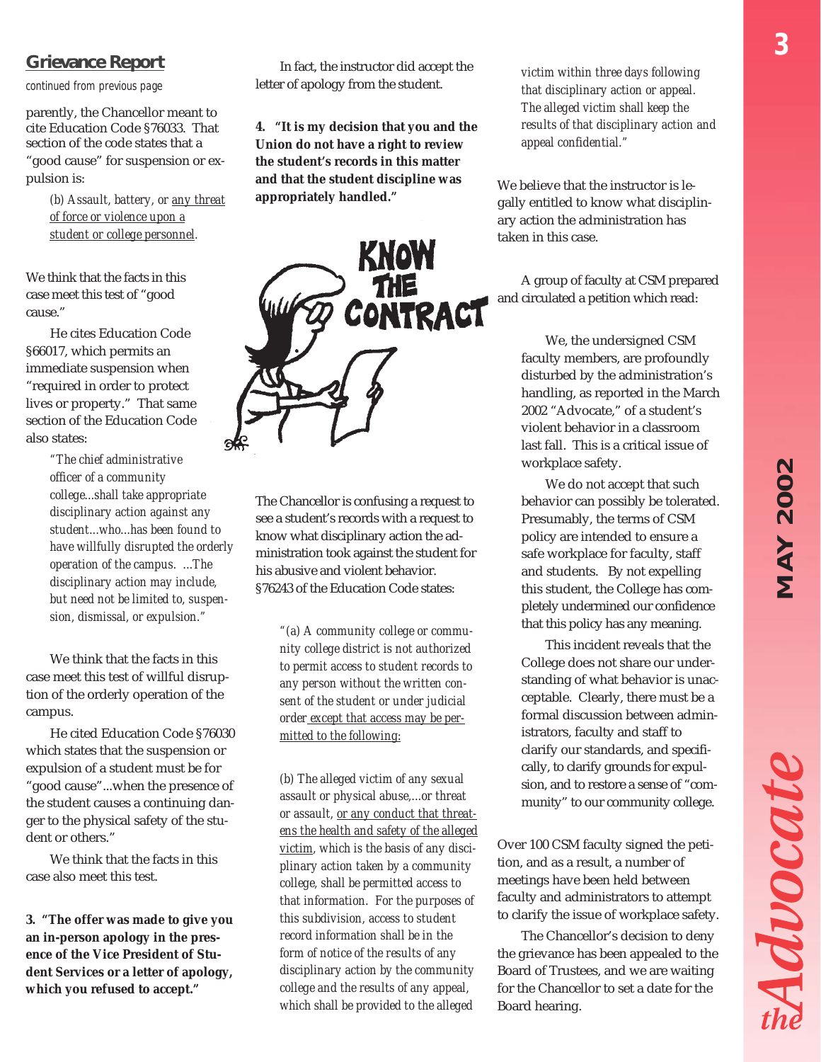## Grievance Report

*continued from previous page*

parently, the Chancellor meant to cite Education Code §76033. That section of the code states that a "good cause" for suspension or expulsion is:

> *(b) Assault, battery, or <u>any threat of force or violence upon a student or college personnel</u>.*

We think that the facts in this case meet this test of "good cause."

He cites Education Code §66017, which permits an immediate suspension when "required in order to protect lives or property." That same section of the Education Code also states:

> *"The chief administrative officer of a community college...shall take appropriate disciplinary action against any student...who...has been found to have willfully disrupted the orderly operation of the campus. ...The disciplinary action may include, but need not be limited to, suspension, dismissal, or expulsion."*

We think that the facts in this case meet this test of willful disruption of the orderly operation of the campus.

He cited Education Code §76030 which states that the suspension or expulsion of a student must be for "good cause"...when the presence of the student causes a continuing danger to the physical safety of the student or others."

We think that the facts in this case also meet this test.

**3. "The offer was made to give you an in-person apology in the presence of the Vice President of Student Services or a letter of apology, which you refused to accept."**

In fact, the instructor did accept the letter of apology from the student.

**4. "It is my decision that you and the Union do not have a right to review the student's records in this matter and that the student discipline was appropriately handled."**

KNOW THE CONTRACT

The Chancellor is confusing a request to see a student's records with a request to know what disciplinary action the administration took against the student for his abusive and violent behavior. §76243 of the Education Code states:

> *"(a) A community college or community college district is not authorized to permit access to student records to any person without the written consent of the student or under judicial order <u>except that access may be permitted to the following:</u>*
>
> *(b) The alleged victim of any sexual assault or physical abuse,...or threat or assault, <u>or any conduct that threatens the health and safety of the alleged victim</u>, which is the basis of any disciplinary action taken by a community college, shall be permitted access to that information. For the purposes of this subdivision, access to student record information shall be in the form of notice of the results of any disciplinary action by the community college and the results of any appeal, which shall be provided to the alleged victim within three days following that disciplinary action or appeal. The alleged victim shall keep the results of that disciplinary action and appeal confidential."*

We believe that the instructor is legally entitled to know what disciplinary action the administration has taken in this case.

A group of faculty at CSM prepared and circulated a petition which read:

> We, the undersigned CSM faculty members, are profoundly disturbed by the administration's handling, as reported in the March 2002 "Advocate," of a student's violent behavior in a classroom last fall. This is a critical issue of workplace safety.
>
> We do not accept that such behavior can possibly be tolerated. Presumably, the terms of CSM policy are intended to ensure a safe workplace for faculty, staff and students. By not expelling this student, the College has completely undermined our confidence that this policy has any meaning.
>
> This incident reveals that the College does not share our understanding of what behavior is unacceptable. Clearly, there must be a formal discussion between administrators, faculty and staff to clarify our standards, and specifically, to clarify grounds for expulsion, and to restore a sense of "community" to our community college.

Over 100 CSM faculty signed the petition, and as a result, a number of meetings have been held between faculty and administrators to attempt to clarify the issue of workplace safety.

The Chancellor's decision to deny the grievance has been appealed to the Board of Trustees, and we are waiting for the Chancellor to set a date for the Board hearing.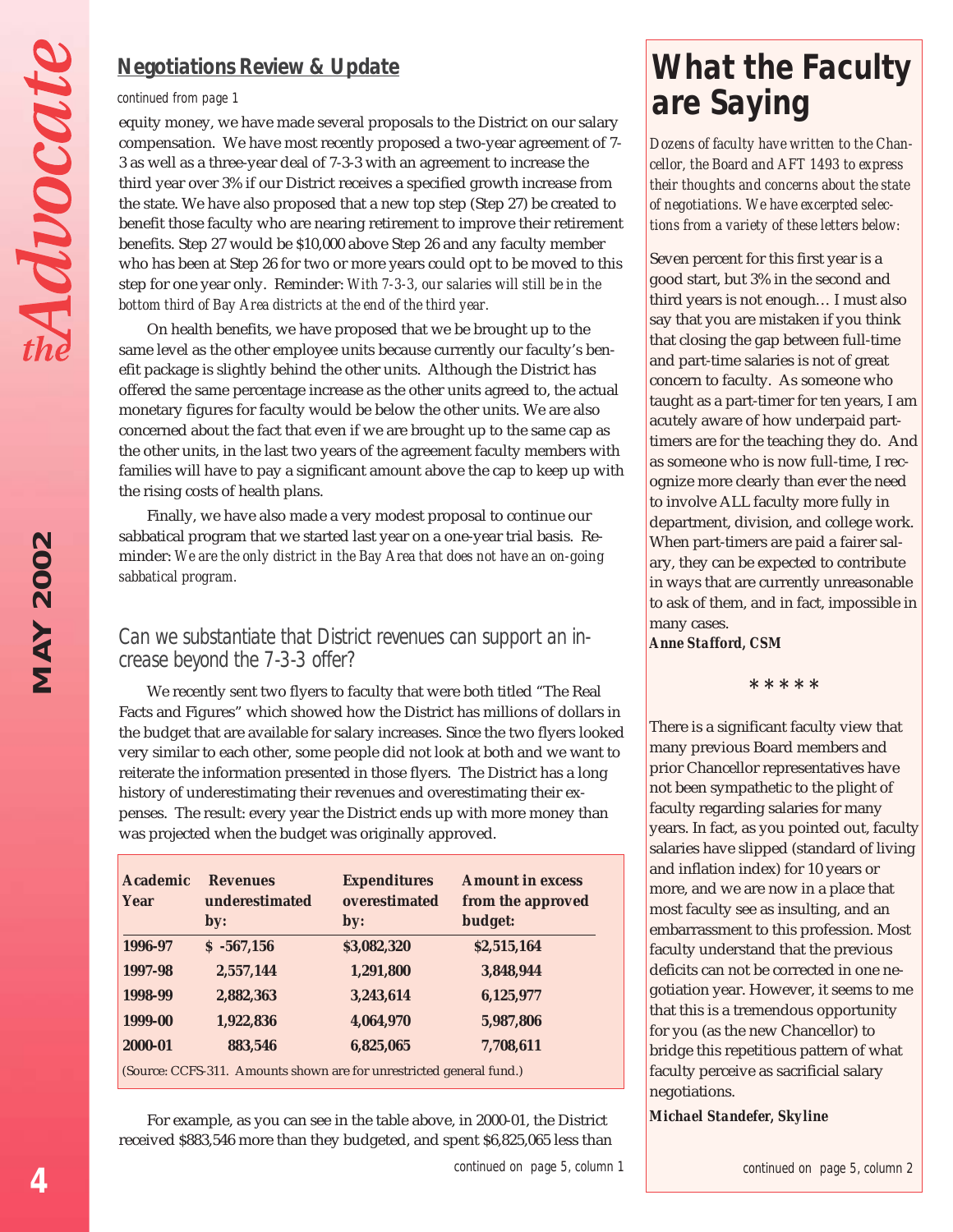## Negotiations Review & Update

*continued from page 1*

equity money, we have made several proposals to the District on our salary compensation. We have most recently proposed a two-year agreement of 7-3 as well as a three-year deal of 7-3-3 with an agreement to increase the third year over 3% if our District receives a specified growth increase from the state. We have also proposed that a new top step (Step 27) be created to benefit those faculty who are nearing retirement to improve their retirement benefits. Step 27 would be $10,000 above Step 26 and any faculty member who has been at Step 26 for two or more years could opt to be moved to this step for one year only. Reminder: *With 7-3-3, our salaries will still be in the bottom third of Bay Area districts at the end of the third year.*

On health benefits, we have proposed that we be brought up to the same level as the other employee units because currently our faculty's benefit package is slightly behind the other units. Although the District has offered the same percentage increase as the other units agreed to, the actual monetary figures for faculty would be below the other units. We are also concerned about the fact that even if we are brought up to the same cap as the other units, in the last two years of the agreement faculty members with families will have to pay a significant amount above the cap to keep up with the rising costs of health plans.

Finally, we have also made a very modest proposal to continue our sabbatical program that we started last year on a one-year trial basis. Reminder: *We are the only district in the Bay Area that does not have an on-going sabbatical program.*

### Can we substantiate that District revenues can support an increase beyond the 7-3-3 offer?

We recently sent two flyers to faculty that were both titled "The Real Facts and Figures" which showed how the District has millions of dollars in the budget that are available for salary increases. Since the two flyers looked very similar to each other, some people did not look at both and we want to reiterate the information presented in those flyers. The District has a long history of underestimating their revenues and overestimating their expenses. The result: every year the District ends up with more money than was projected when the budget was originally approved.

| Academic Year | Revenues underestimated by: | Expenditures overestimated by: | Amount in excess from the approved budget: |
|---|---|---|---|
| 1996-97 | $ -567,156 | $3,082,320 | $2,515,164 |
| 1997-98 | 2,557,144 | 1,291,800 | 3,848,944 |
| 1998-99 | 2,882,363 | 3,243,614 | 6,125,977 |
| 1999-00 | 1,922,836 | 4,064,970 | 5,987,806 |
| 2000-01 | 883,546 | 6,825,065 | 7,708,611 |

(Source: CCFS-311. Amounts shown are for unrestricted general fund.)

For example, as you can see in the table above, in 2000-01, the District received $883,546 more than they budgeted, and spent $6,825,065 less than

*continued on page 5, column 1*

## What the Faculty are Saying

*Dozens of faculty have written to the Chancellor, the Board and AFT 1493 to express their thoughts and concerns about the state of negotiations. We have excerpted selections from a variety of these letters below:*

Seven percent for this first year is a good start, but 3% in the second and third years is not enough… I must also say that you are mistaken if you think that closing the gap between full-time and part-time salaries is not of great concern to faculty. As someone who taught as a part-timer for ten years, I am acutely aware of how underpaid part-timers are for the teaching they do. And as someone who is now full-time, I recognize more clearly than ever the need to involve ALL faculty more fully in department, division, and college work. When part-timers are paid a fairer salary, they can be expected to contribute in ways that are currently unreasonable to ask of them, and in fact, impossible in many cases.

***Anne Stafford, CSM***

\* \* \* \* \*

There is a significant faculty view that many previous Board members and prior Chancellor representatives have not been sympathetic to the plight of faculty regarding salaries for many years. In fact, as you pointed out, faculty salaries have slipped (standard of living and inflation index) for 10 years or more, and we are now in a place that most faculty see as insulting, and an embarrassment to this profession. Most faculty understand that the previous deficits can not be corrected in one negotiation year. However, it seems to me that this is a tremendous opportunity for you (as the new Chancellor) to bridge this repetitious pattern of what faculty perceive as sacrificial salary negotiations.

***Michael Standefer, Skyline***

*continued on page 5, column 2*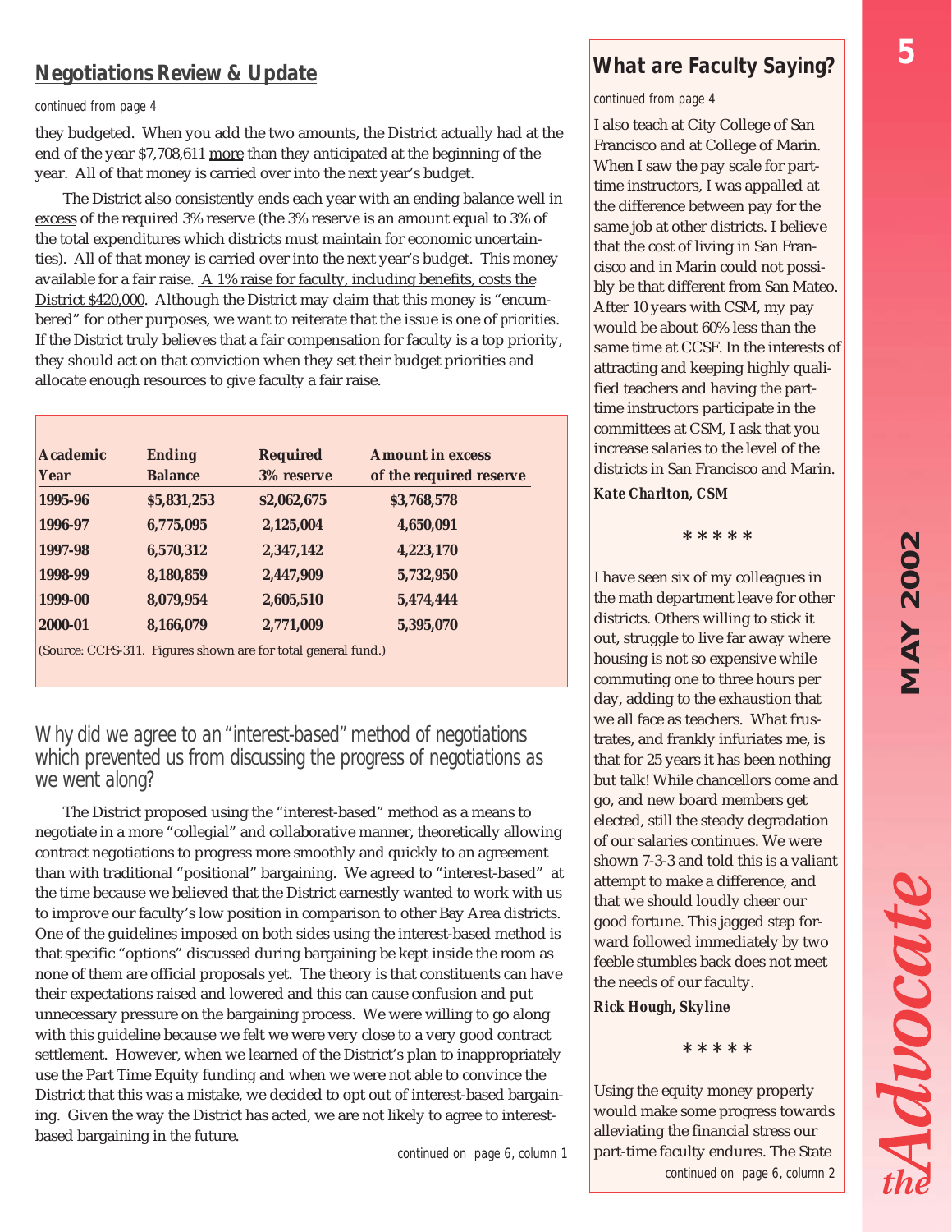## Negotiations Review & Update

*continued from page 4*

they budgeted. When you add the two amounts, the District actually had at the end of the year $7,708,611 more than they anticipated at the beginning of the year. All of that money is carried over into the next year's budget.

The District also consistently ends each year with an ending balance well in excess of the required 3% reserve (the 3% reserve is an amount equal to 3% of the total expenditures which districts must maintain for economic uncertainties). All of that money is carried over into the next year's budget. This money available for a fair raise. A 1% raise for faculty, including benefits, costs the District $420,000. Although the District may claim that this money is "encumbered" for other purposes, we want to reiterate that the issue is one of *priorities*. If the District truly believes that a fair compensation for faculty is a top priority, they should act on that conviction when they set their budget priorities and allocate enough resources to give faculty a fair raise.

| Academic Year | Ending Balance | Required 3% reserve | Amount in excess of the required reserve |
|---|---|---|---|
| 1995-96 | $5,831,253 | $2,062,675 | $3,768,578 |
| 1996-97 | 6,775,095 | 2,125,004 | 4,650,091 |
| 1997-98 | 6,570,312 | 2,347,142 | 4,223,170 |
| 1998-99 | 8,180,859 | 2,447,909 | 5,732,950 |
| 1999-00 | 8,079,954 | 2,605,510 | 5,474,444 |
| 2000-01 | 8,166,079 | 2,771,009 | 5,395,070 |

(Source: CCFS-311. Figures shown are for total general fund.)

### Why did we agree to an "interest-based" method of negotiations which prevented us from discussing the progress of negotiations as we went along?

The District proposed using the "interest-based" method as a means to negotiate in a more "collegial" and collaborative manner, theoretically allowing contract negotiations to progress more smoothly and quickly to an agreement than with traditional "positional" bargaining. We agreed to "interest-based" at the time because we believed that the District earnestly wanted to work with us to improve our faculty's low position in comparison to other Bay Area districts. One of the guidelines imposed on both sides using the interest-based method is that specific "options" discussed during bargaining be kept inside the room as none of them are official proposals yet. The theory is that constituents can have their expectations raised and lowered and this can cause confusion and put unnecessary pressure on the bargaining process. We were willing to go along with this guideline because we felt we were very close to a very good contract settlement. However, when we learned of the District's plan to inappropriately use the Part Time Equity funding and when we were not able to convince the District that this was a mistake, we decided to opt out of interest-based bargaining. Given the way the District has acted, we are not likely to agree to interest-based bargaining in the future.

*continued on page 6, column 1*

## What are Faculty Saying?

*continued from page 4*

I also teach at City College of San Francisco and at College of Marin. When I saw the pay scale for part-time instructors, I was appalled at the difference between pay for the same job at other districts. I believe that the cost of living in San Francisco and in Marin could not possibly be that different from San Mateo. After 10 years with CSM, my pay would be about 60% less than the same time at CCSF. In the interests of attracting and keeping highly qualified teachers and having the part-time instructors participate in the committees at CSM, I ask that you increase salaries to the level of the districts in San Francisco and Marin.

***Kate Charlton, CSM***

\*\*\*\*\*

I have seen six of my colleagues in the math department leave for other districts. Others willing to stick it out, struggle to live far away where housing is not so expensive while commuting one to three hours per day, adding to the exhaustion that we all face as teachers. What frustrates, and frankly infuriates me, is that for 25 years it has been nothing but talk! While chancellors come and go, and new board members get elected, still the steady degradation of our salaries continues. We were shown 7-3-3 and told this is a valiant attempt to make a difference, and that we should loudly cheer our good fortune. This jagged step forward followed immediately by two feeble stumbles back does not meet the needs of our faculty.

***Rick Hough, Skyline***

\*\*\*\*\*

Using the equity money properly would make some progress towards alleviating the financial stress our part-time faculty endures. The State

*continued on page 6, column 2*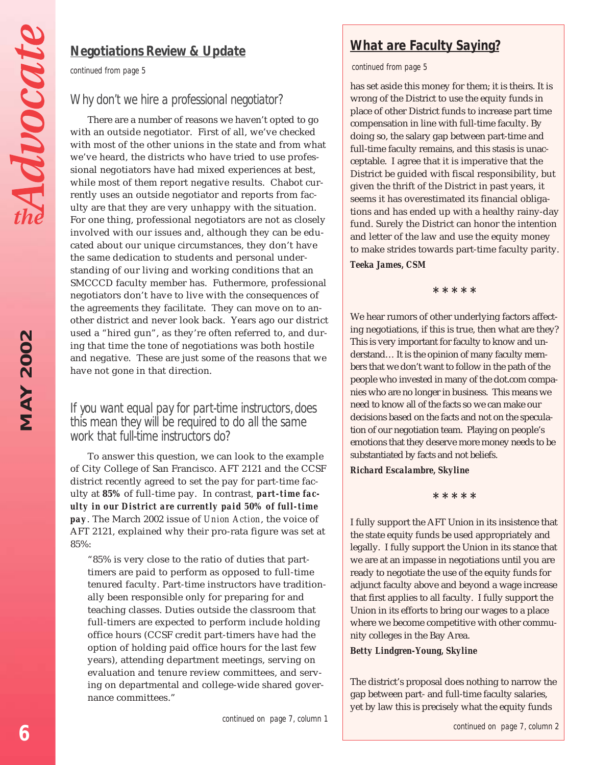## Negotiations Review & Update

*continued from page 5*

### Why don't we hire a professional negotiator?

There are a number of reasons we haven't opted to go with an outside negotiator. First of all, we've checked with most of the other unions in the state and from what we've heard, the districts who have tried to use professional negotiators have had mixed experiences at best, while most of them report negative results. Chabot currently uses an outside negotiator and reports from faculty are that they are very unhappy with the situation. For one thing, professional negotiators are not as closely involved with our issues and, although they can be educated about our unique circumstances, they don't have the same dedication to students and personal understanding of our living and working conditions that an SMCCCD faculty member has. Futhermore, professional negotiators don't have to live with the consequences of the agreements they facilitate. They can move on to another district and never look back. Years ago our district used a "hired gun", as they're often referred to, and during that time the tone of negotiations was both hostile and negative. These are just some of the reasons that we have not gone in that direction.

### If you want equal pay for part-time instructors, does this mean they will be required to do all the same work that full-time instructors do?

To answer this question, we can look to the example of City College of San Francisco. AFT 2121 and the CCSF district recently agreed to set the pay for part-time faculty at **85%** of full-time pay. In contrast, ***part-time faculty in our District are currently paid 50% of full-time pay***. The March 2002 issue of *Union Action*, the voice of AFT 2121, explained why their pro-rata figure was set at 85%:

> "85% is very close to the ratio of duties that part-timers are paid to perform as opposed to full-time tenured faculty. Part-time instructors have traditionally been responsible only for preparing for and teaching classes. Duties outside the classroom that full-timers are expected to perform include holding office hours (CCSF credit part-timers have had the option of holding paid office hours for the last few years), attending department meetings, serving on evaluation and tenure review committees, and serving on departmental and college-wide shared governance committees."

*continued on page 7, column 1*

## What are Faculty Saying?

*continued from page 5*

has set aside this money for them; it is theirs. It is wrong of the District to use the equity funds in place of other District funds to increase part time compensation in line with full-time faculty. By doing so, the salary gap between part-time and full-time faculty remains, and this stasis is unacceptable. I agree that it is imperative that the District be guided with fiscal responsibility, but given the thrift of the District in past years, it seems it has overestimated its financial obligations and has ended up with a healthy rainy-day fund. Surely the District can honor the intention and letter of the law and use the equity money to make strides towards part-time faculty parity.

***Teeka James, CSM***

\* \* \* \* \*

We hear rumors of other underlying factors affecting negotiations, if this is true, then what are they? This is very important for faculty to know and understand… It is the opinion of many faculty members that we don't want to follow in the path of the people who invested in many of the dot.com companies who are no longer in business. This means we need to know all of the facts so we can make our decisions based on the facts and not on the speculation of our negotiation team. Playing on people's emotions that they deserve more money needs to be substantiated by facts and not beliefs.

***Richard Escalambre, Skyline***

\* \* \* \* \*

I fully support the AFT Union in its insistence that the state equity funds be used appropriately and legally. I fully support the Union in its stance that we are at an impasse in negotiations until you are ready to negotiate the use of the equity funds for adjunct faculty above and beyond a wage increase that first applies to all faculty. I fully support the Union in its efforts to bring our wages to a place where we become competitive with other community colleges in the Bay Area.

***Betty Lindgren-Young, Skyline***

The district's proposal does nothing to narrow the gap between part- and full-time faculty salaries, yet by law this is precisely what the equity funds

*continued on page 7, column 2*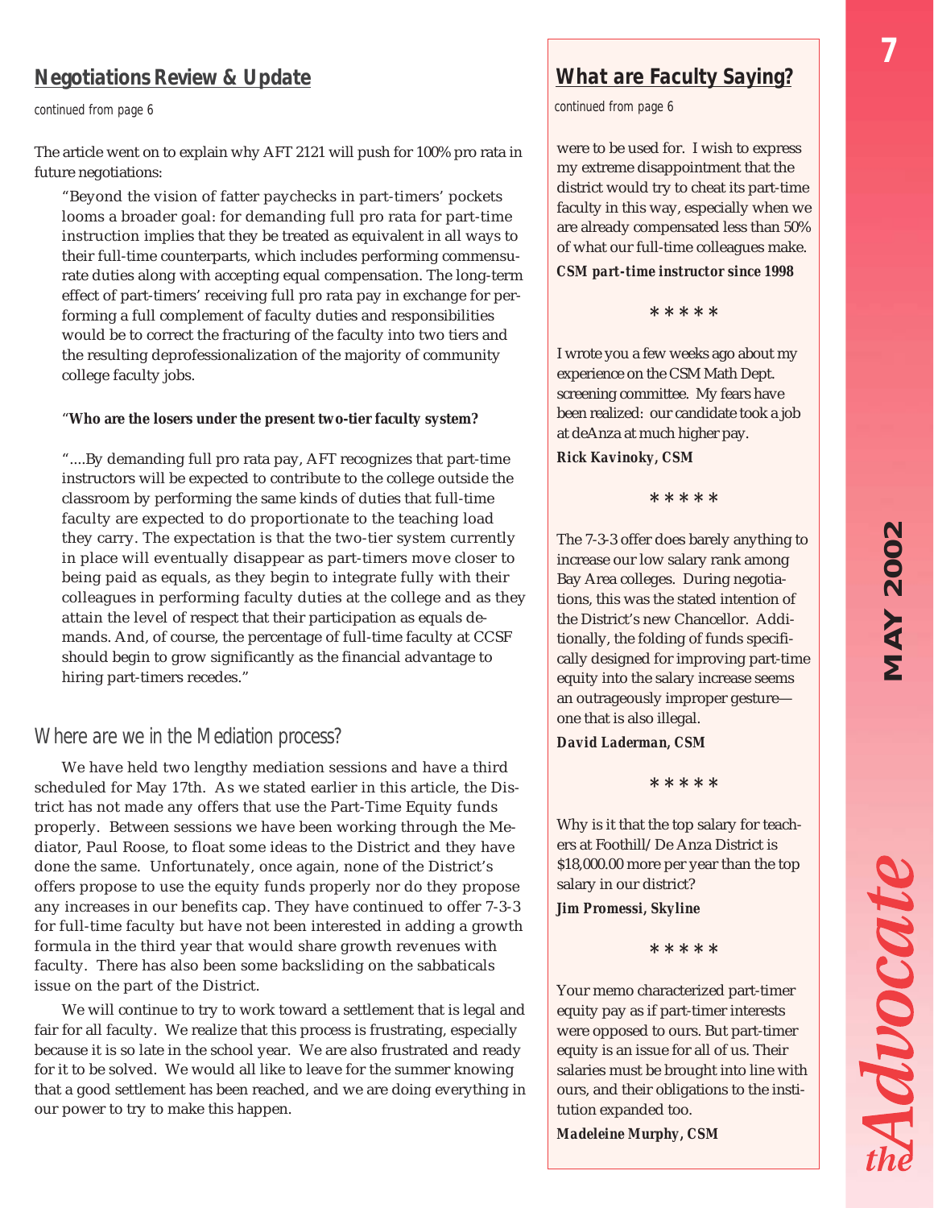## Negotiations Review & Update

*continued from page 6*

The article went on to explain why AFT 2121 will push for 100% pro rata in future negotiations:

> "Beyond the vision of fatter paychecks in part-timers' pockets looms a broader goal: for demanding full pro rata for part-time instruction implies that they be treated as equivalent in all ways to their full-time counterparts, which includes performing commensurate duties along with accepting equal compensation. The long-term effect of part-timers' receiving full pro rata pay in exchange for performing a full complement of faculty duties and responsibilities would be to correct the fracturing of the faculty into two tiers and the resulting deprofessionalization of the majority of community college faculty jobs.
>
> "**Who are the losers under the present two-tier faculty system?**
>
> "....By demanding full pro rata pay, AFT recognizes that part-time instructors will be expected to contribute to the college outside the classroom by performing the same kinds of duties that full-time faculty are expected to do proportionate to the teaching load they carry. The expectation is that the two-tier system currently in place will eventually disappear as part-timers move closer to being paid as equals, as they begin to integrate fully with their colleagues in performing faculty duties at the college and as they attain the level of respect that their participation as equals demands. And, of course, the percentage of full-time faculty at CCSF should begin to grow significantly as the financial advantage to hiring part-timers recedes."

### Where are we in the Mediation process?

We have held two lengthy mediation sessions and have a third scheduled for May 17th. As we stated earlier in this article, the District has not made any offers that use the Part-Time Equity funds properly. Between sessions we have been working through the Mediator, Paul Roose, to float some ideas to the District and they have done the same. Unfortunately, once again, none of the District's offers propose to use the equity funds properly nor do they propose any increases in our benefits cap. They have continued to offer 7-3-3 for full-time faculty but have not been interested in adding a growth formula in the third year that would share growth revenues with faculty. There has also been some backsliding on the sabbaticals issue on the part of the District.

We will continue to try to work toward a settlement that is legal and fair for all faculty. We realize that this process is frustrating, especially because it is so late in the school year. We are also frustrated and ready for it to be solved. We would all like to leave for the summer knowing that a good settlement has been reached, and we are doing everything in our power to try to make this happen.

## What are Faculty Saying?

*continued from page 6*

were to be used for. I wish to express my extreme disappointment that the district would try to cheat its part-time faculty in this way, especially when we are already compensated less than 50% of what our full-time colleagues make.

***CSM part-time instructor since 1998***

\* \* \* \* \*

I wrote you a few weeks ago about my experience on the CSM Math Dept. screening committee. My fears have been realized: our candidate took a job at deAnza at much higher pay.

***Rick Kavinoky, CSM***

\* \* \* \* \*

The 7-3-3 offer does barely anything to increase our low salary rank among Bay Area colleges. During negotiations, this was the stated intention of the District's new Chancellor. Additionally, the folding of funds specifically designed for improving part-time equity into the salary increase seems an outrageously improper gesture—one that is also illegal.

***David Laderman, CSM***

\* \* \* \* \*

Why is it that the top salary for teachers at Foothill/De Anza District is $18,000.00 more per year than the top salary in our district?

***Jim Promessi, Skyline***

\* \* \* \* \*

Your memo characterized part-timer equity pay as if part-timer interests were opposed to ours. But part-timer equity is an issue for all of us. Their salaries must be brought into line with ours, and their obligations to the institution expanded too.

***Madeleine Murphy, CSM***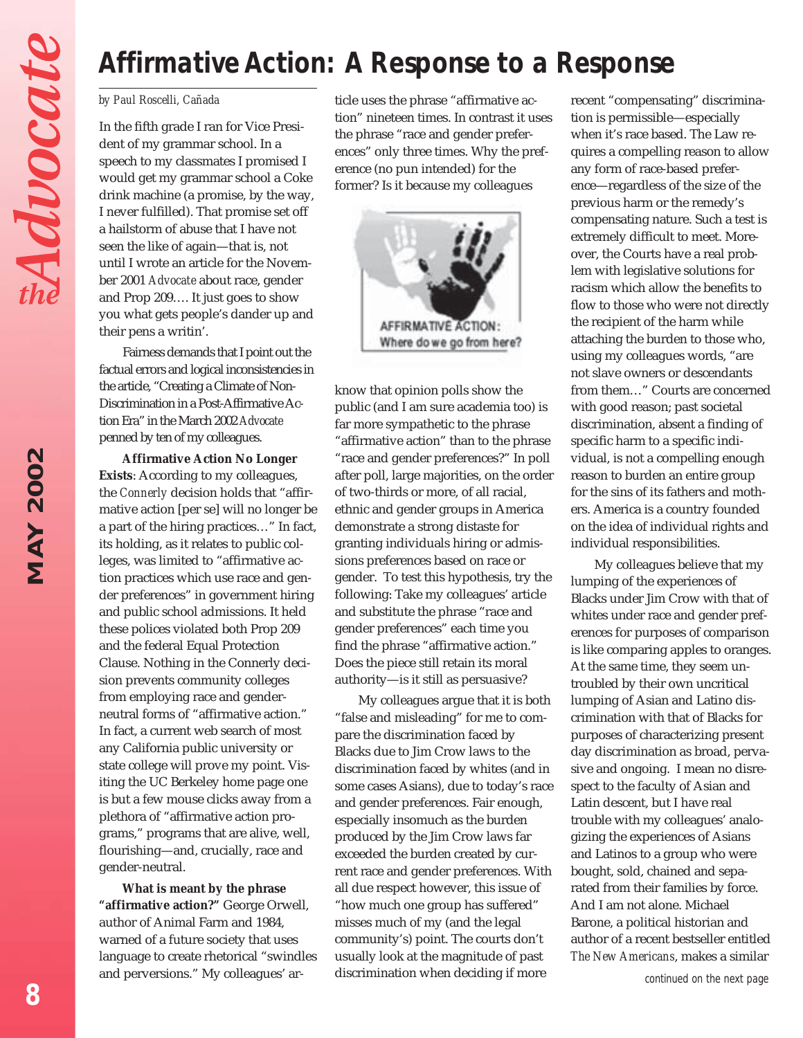# Affirmative Action: A Response to a Response

*by Paul Roscelli, Cañada*

In the fifth grade I ran for Vice President of my grammar school. In a speech to my classmates I promised I would get my grammar school a Coke drink machine (a promise, by the way, I never fulfilled). That promise set off a hailstorm of abuse that I have not seen the like of again—that is, not until I wrote an article for the November 2001 *Advocate* about race, gender and Prop 209…. It just goes to show you what gets people's dander up and their pens a writin'.

Fairness demands that I point out the factual errors and logical inconsistencies in the article, "Creating a Climate of Non-Discrimination in a Post-Affirmative Action Era" in the March 2002 *Advocate* penned by ten of my colleagues.

**Affirmative Action No Longer Exists**: According to my colleagues, the *Connerly* decision holds that "affirmative action [per se] will no longer be a part of the hiring practices…" In fact, its holding, as it relates to public colleges, was limited to "affirmative action practices which use race and gender preferences" in government hiring and public school admissions. It held these polices violated both Prop 209 and the federal Equal Protection Clause. Nothing in the Connerly decision prevents community colleges from employing race and gender-neutral forms of "affirmative action." In fact, a current web search of most any California public university or state college will prove my point. Visiting the UC Berkeley home page one is but a few mouse clicks away from a plethora of "affirmative action programs," programs that are alive, well, flourishing—and, crucially, race and gender-neutral.

**What is meant by the phrase "affirmative action?"** George Orwell, author of Animal Farm and 1984, warned of a future society that uses language to create rhetorical "swindles and perversions." My colleagues' article uses the phrase "affirmative action" nineteen times. In contrast it uses the phrase "race and gender preferences" only three times. Why the preference (no pun intended) for the former? Is it because my colleagues know that opinion polls show the public (and I am sure academia too) is far more sympathetic to the phrase "affirmative action" than to the phrase "race and gender preferences?" In poll after poll, large majorities, on the order of two-thirds or more, of all racial, ethnic and gender groups in America demonstrate a strong distaste for granting individuals hiring or admissions preferences based on race or gender. To test this hypothesis, try the following: Take my colleagues' article and substitute the phrase "race and gender preferences" each time you find the phrase "affirmative action." Does the piece still retain its moral authority—is it still as persuasive?

AFFIRMATIVE ACTION: Where do we go from here?

My colleagues argue that it is both "false and misleading" for me to compare the discrimination faced by Blacks due to Jim Crow laws to the discrimination faced by whites (and in some cases Asians), due to today's race and gender preferences. Fair enough, especially insomuch as the burden produced by the Jim Crow laws far exceeded the burden created by current race and gender preferences. With all due respect however, this issue of "how much one group has suffered" misses much of my (and the legal community's) point. The courts don't usually look at the magnitude of past discrimination when deciding if more recent "compensating" discrimination is permissible—especially when it's race based. The Law requires a compelling reason to allow any form of race-based preference—regardless of the size of the previous harm or the remedy's compensating nature. Such a test is extremely difficult to meet. Moreover, the Courts have a real problem with legislative solutions for racism which allow the benefits to flow to those who were not directly the recipient of the harm while attaching the burden to those who, using my colleagues words, "are not slave owners or descendants from them…" Courts are concerned with good reason; past societal discrimination, absent a finding of specific harm to a specific individual, is not a compelling enough reason to burden an entire group for the sins of its fathers and mothers. America is a country founded on the idea of individual rights and individual responsibilities.

My colleagues believe that my lumping of the experiences of Blacks under Jim Crow with that of whites under race and gender preferences for purposes of comparison is like comparing apples to oranges. At the same time, they seem untroubled by their own uncritical lumping of Asian and Latino discrimination with that of Blacks for purposes of characterizing present day discrimination as broad, pervasive and ongoing. I mean no disrespect to the faculty of Asian and Latin descent, but I have real trouble with my colleagues' analogizing the experiences of Asians and Latinos to a group who were bought, sold, chained and separated from their families by force. And I am not alone. Michael Barone, a political historian and author of a recent bestseller entitled *The New Americans*, makes a similar

*continued on the next page*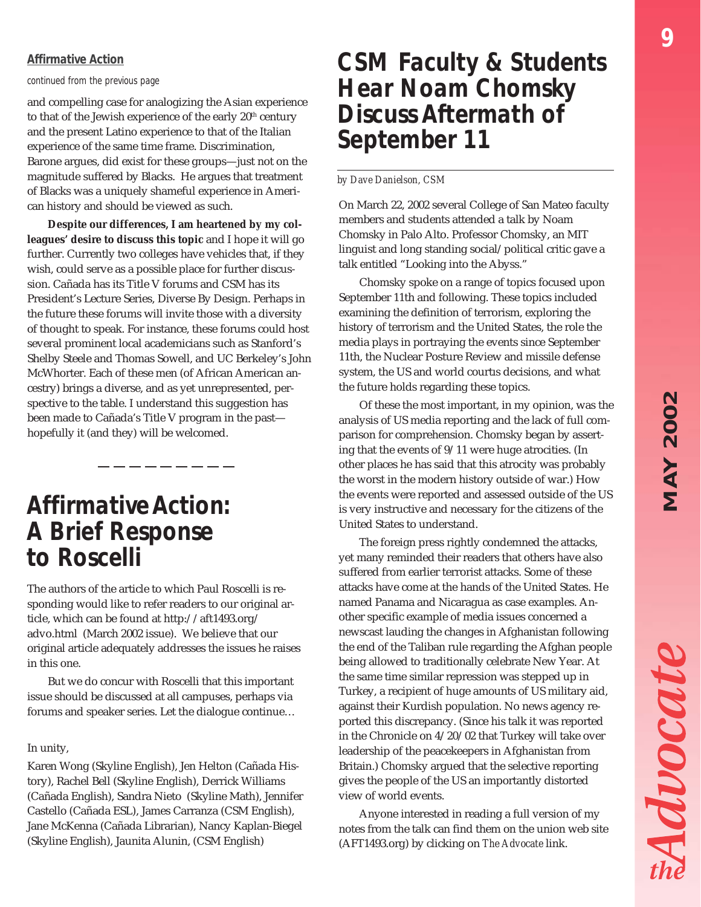### Affirmative Action

*continued from the previous page*

and compelling case for analogizing the Asian experience to that of the Jewish experience of the early 20th century and the present Latino experience to that of the Italian experience of the same time frame. Discrimination, Barone argues, did exist for these groups—just not on the magnitude suffered by Blacks. He argues that treatment of Blacks was a uniquely shameful experience in American history and should be viewed as such.

**Despite our differences, I am heartened by my colleagues' desire to discuss this topic** and I hope it will go further. Currently two colleges have vehicles that, if they wish, could serve as a possible place for further discussion. Cañada has its Title V forums and CSM has its President's Lecture Series, Diverse By Design. Perhaps in the future these forums will invite those with a diversity of thought to speak. For instance, these forums could host several prominent local academicians such as Stanford's Shelby Steele and Thomas Sowell, and UC Berkeley's John McWhorter. Each of these men (of African American ancestry) brings a diverse, and as yet unrepresented, perspective to the table. I understand this suggestion has been made to Cañada's Title V program in the past—hopefully it (and they) will be welcomed.

— — — — — — — — —

# Affirmative Action: A Brief Response to Roscelli

The authors of the article to which Paul Roscelli is responding would like to refer readers to our original article, which can be found at http://aft1493.org/advo.html (March 2002 issue). We believe that our original article adequately addresses the issues he raises in this one.

But we do concur with Roscelli that this important issue should be discussed at all campuses, perhaps via forums and speaker series. Let the dialogue continue…

In unity,

Karen Wong (Skyline English), Jen Helton (Cañada History), Rachel Bell (Skyline English), Derrick Williams (Cañada English), Sandra Nieto (Skyline Math), Jennifer Castello (Cañada ESL), James Carranza (CSM English), Jane McKenna (Cañada Librarian), Nancy Kaplan-Biegel (Skyline English), Jaunita Alunin, (CSM English)

# CSM Faculty & Students Hear Noam Chomsky Discuss Aftermath of September 11

*by Dave Danielson, CSM*

On March 22, 2002 several College of San Mateo faculty members and students attended a talk by Noam Chomsky in Palo Alto. Professor Chomsky, an MIT linguist and long standing social/political critic gave a talk entitled "Looking into the Abyss."

Chomsky spoke on a range of topics focused upon September 11th and following. These topics included examining the definition of terrorism, exploring the history of terrorism and the United States, the role the media plays in portraying the events since September 11th, the Nuclear Posture Review and missile defense system, the US and world courtıs decisions, and what the future holds regarding these topics.

Of these the most important, in my opinion, was the analysis of US media reporting and the lack of full comparison for comprehension. Chomsky began by asserting that the events of 9/11 were huge atrocities. (In other places he has said that this atrocity was probably the worst in the modern history outside of war.) How the events were reported and assessed outside of the US is very instructive and necessary for the citizens of the United States to understand.

The foreign press rightly condemned the attacks, yet many reminded their readers that others have also suffered from earlier terrorist attacks. Some of these attacks have come at the hands of the United States. He named Panama and Nicaragua as case examples. Another specific example of media issues concerned a newscast lauding the changes in Afghanistan following the end of the Taliban rule regarding the Afghan people being allowed to traditionally celebrate New Year. At the same time similar repression was stepped up in Turkey, a recipient of huge amounts of US military aid, against their Kurdish population. No news agency reported this discrepancy. (Since his talk it was reported in the Chronicle on 4/20/02 that Turkey will take over leadership of the peacekeepers in Afghanistan from Britain.) Chomsky argued that the selective reporting gives the people of the US an importantly distorted view of world events.

Anyone interested in reading a full version of my notes from the talk can find them on the union web site (AFT1493.org) by clicking on *The Advocate* link.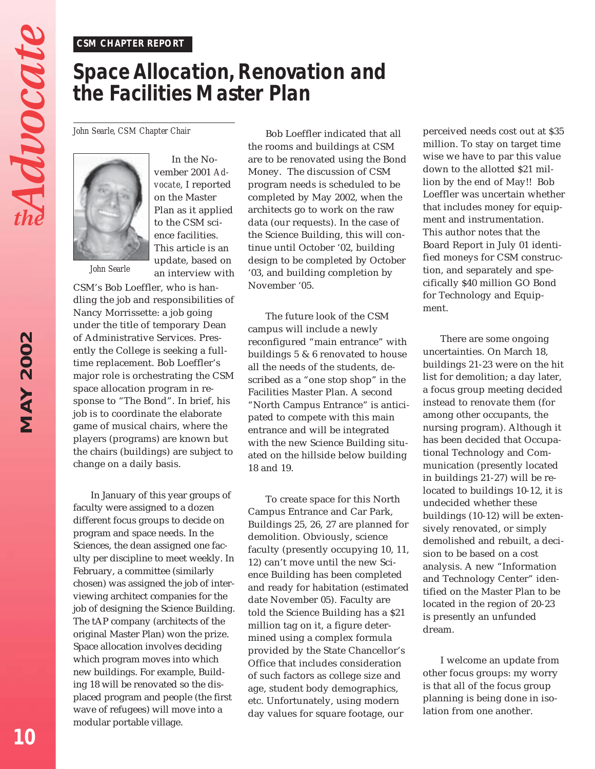**CSM CHAPTER REPORT**

# Space Allocation, Renovation and the Facilities Master Plan

*John Searle, CSM Chapter Chair*

*John Searle*

In the November 2001 *Advocate*, I reported on the Master Plan as it applied to the CSM science facilities. This article is an update, based on an interview with CSM's Bob Loeffler, who is handling the job and responsibilities of Nancy Morrissette: a job going under the title of temporary Dean of Administrative Services. Presently the College is seeking a full-time replacement. Bob Loeffler's major role is orchestrating the CSM space allocation program in response to "The Bond". In brief, his job is to coordinate the elaborate game of musical chairs, where the players (programs) are known but the chairs (buildings) are subject to change on a daily basis.

In January of this year groups of faculty were assigned to a dozen different focus groups to decide on program and space needs. In the Sciences, the dean assigned one faculty per discipline to meet weekly. In February, a committee (similarly chosen) was assigned the job of interviewing architect companies for the job of designing the Science Building. The tAP company (architects of the original Master Plan) won the prize. Space allocation involves deciding which program moves into which new buildings. For example, Building 18 will be renovated so the displaced program and people (the first wave of refugees) will move into a modular portable village.

Bob Loeffler indicated that all the rooms and buildings at CSM are to be renovated using the Bond Money. The discussion of CSM program needs is scheduled to be completed by May 2002, when the architects go to work on the raw data (our requests). In the case of the Science Building, this will continue until October '02, building design to be completed by October '03, and building completion by November '05.

The future look of the CSM campus will include a newly reconfigured "main entrance" with buildings 5 & 6 renovated to house all the needs of the students, described as a "one stop shop" in the Facilities Master Plan. A second "North Campus Entrance" is anticipated to compete with this main entrance and will be integrated with the new Science Building situated on the hillside below building 18 and 19.

To create space for this North Campus Entrance and Car Park, Buildings 25, 26, 27 are planned for demolition. Obviously, science faculty (presently occupying 10, 11, 12) can't move until the new Science Building has been completed and ready for habitation (estimated date November 05). Faculty are told the Science Building has a $21 million tag on it, a figure determined using a complex formula provided by the State Chancellor's Office that includes consideration of such factors as college size and age, student body demographics, etc. Unfortunately, using modern day values for square footage, our perceived needs cost out at $35 million. To stay on target time wise we have to par this value down to the allotted $21 million by the end of May!! Bob Loeffler was uncertain whether that includes money for equipment and instrumentation. This author notes that the Board Report in July 01 identified moneys for CSM construction, and separately and specifically $40 million GO Bond for Technology and Equipment.

There are some ongoing uncertainties. On March 18, buildings 21-23 were on the hit list for demolition; a day later, a focus group meeting decided instead to renovate them (for among other occupants, the nursing program). Although it has been decided that Occupational Technology and Communication (presently located in buildings 21-27) will be relocated to buildings 10-12, it is undecided whether these buildings (10-12) will be extensively renovated, or simply demolished and rebuilt, a decision to be based on a cost analysis. A new "Information and Technology Center" identified on the Master Plan to be located in the region of 20-23 is presently an unfunded dream.

I welcome an update from other focus groups: my worry is that all of the focus group planning is being done in isolation from one another.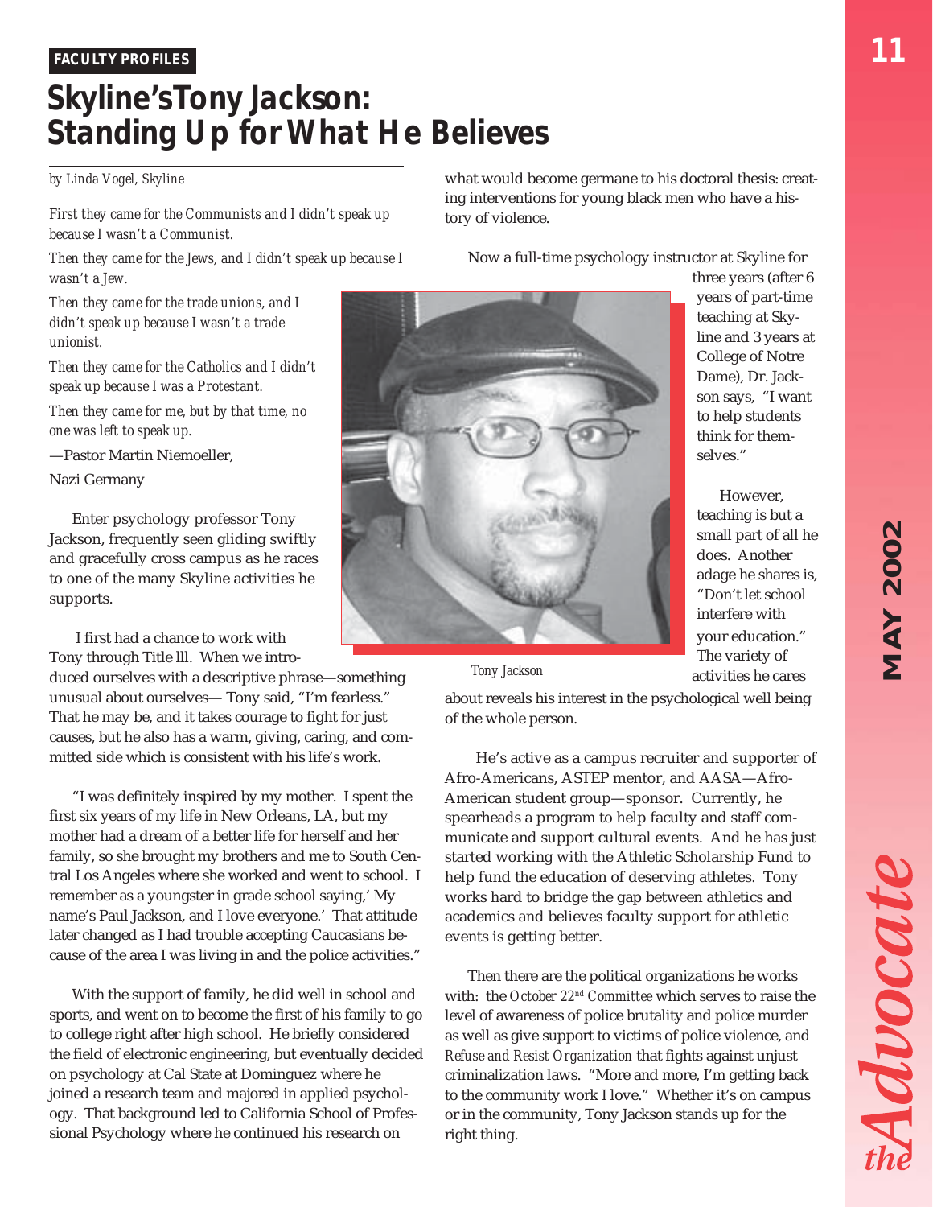FACULTY PROFILES

# Skyline's Tony Jackson: Standing Up for What He Believes

*by Linda Vogel, Skyline*

*First they came for the Communists and I didn't speak up because I wasn't a Communist.*

*Then they came for the Jews, and I didn't speak up because I wasn't a Jew.*

*Then they came for the trade unions, and I didn't speak up because I wasn't a trade unionist.*

*Then they came for the Catholics and I didn't speak up because I was a Protestant.*

*Then they came for me, but by that time, no one was left to speak up.*

—Pastor Martin Niemoeller,

Nazi Germany

Enter psychology professor Tony Jackson, frequently seen gliding swiftly and gracefully cross campus as he races to one of the many Skyline activities he supports.

I first had a chance to work with Tony through Title lll. When we introduced ourselves with a descriptive phrase—something unusual about ourselves— Tony said, "I'm fearless." That he may be, and it takes courage to fight for just causes, but he also has a warm, giving, caring, and committed side which is consistent with his life's work.

"I was definitely inspired by my mother. I spent the first six years of my life in New Orleans, LA, but my mother had a dream of a better life for herself and her family, so she brought my brothers and me to South Central Los Angeles where she worked and went to school. I remember as a youngster in grade school saying,' My name's Paul Jackson, and I love everyone.' That attitude later changed as I had trouble accepting Caucasians because of the area I was living in and the police activities."

With the support of family, he did well in school and sports, and went on to become the first of his family to go to college right after high school. He briefly considered the field of electronic engineering, but eventually decided on psychology at Cal State at Dominguez where he joined a research team and majored in applied psychology. That background led to California School of Professional Psychology where he continued his research on what would become germane to his doctoral thesis: creating interventions for young black men who have a history of violence.

Now a full-time psychology instructor at Skyline for three years (after 6 years of part-time teaching at Skyline and 3 years at College of Notre Dame), Dr. Jackson says, "I want to help students think for themselves."

Tony Jackson

However, teaching is but a small part of all he does. Another adage he shares is, "Don't let school interfere with your education." The variety of activities he cares about reveals his interest in the psychological well being of the whole person.

He's active as a campus recruiter and supporter of Afro-Americans, ASTEP mentor, and AASA—Afro-American student group—sponsor. Currently, he spearheads a program to help faculty and staff communicate and support cultural events. And he has just started working with the Athletic Scholarship Fund to help fund the education of deserving athletes. Tony works hard to bridge the gap between athletics and academics and believes faculty support for athletic events is getting better.

Then there are the political organizations he works with: the *October 22nd Committee* which serves to raise the level of awareness of police brutality and police murder as well as give support to victims of police violence, and *Refuse and Resist Organization* that fights against unjust criminalization laws. "More and more, I'm getting back to the community work I love." Whether it's on campus or in the community, Tony Jackson stands up for the right thing.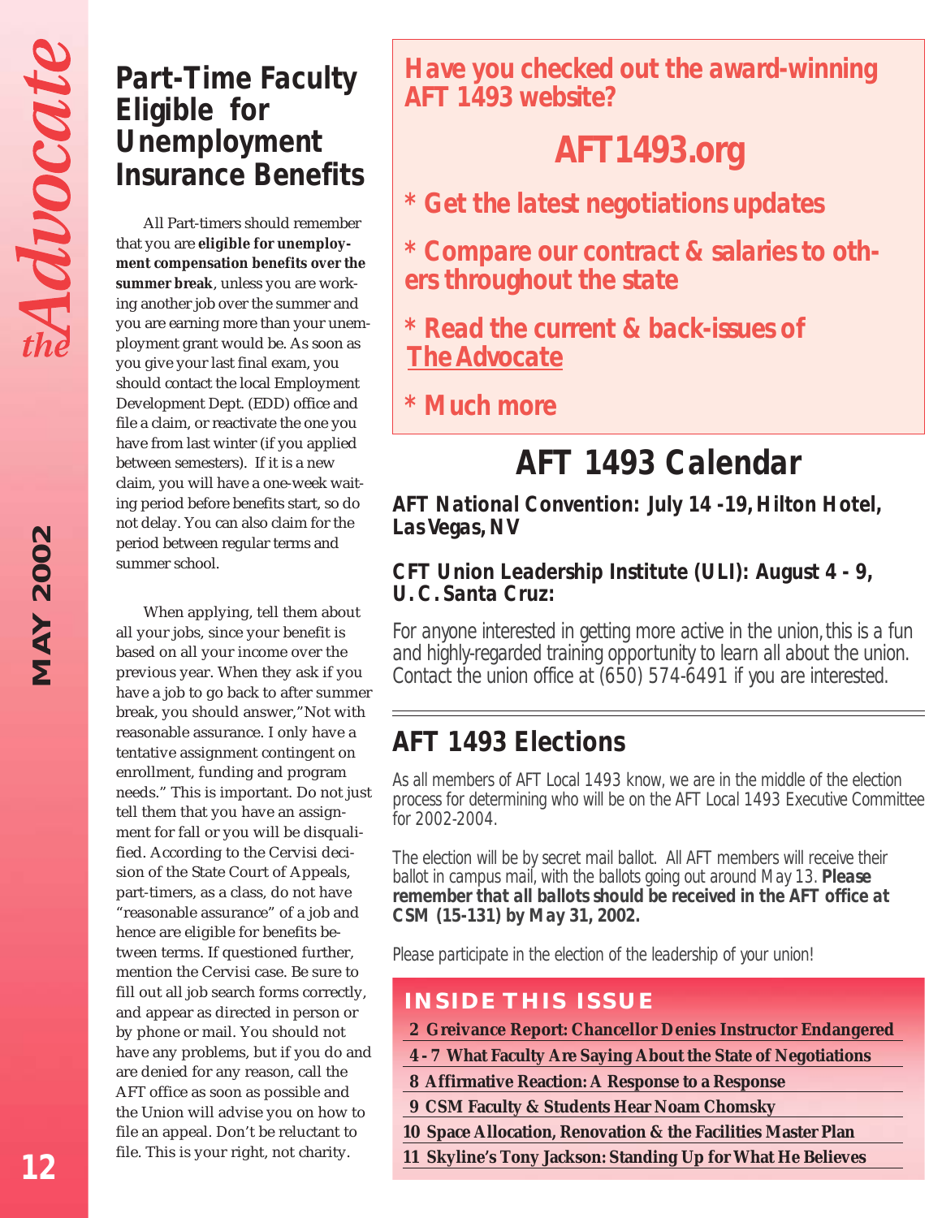## Part-Time Faculty Eligible for Unemployment Insurance Benefits

All Part-timers should remember that you are **eligible for unemployment compensation benefits over the summer break**, unless you are working another job over the summer and you are earning more than your unemployment grant would be. As soon as you give your last final exam, you should contact the local Employment Development Dept. (EDD) office and file a claim, or reactivate the one you have from last winter (if you applied between semesters). If it is a new claim, you will have a one-week waiting period before benefits start, so do not delay. You can also claim for the period between regular terms and summer school.

When applying, tell them about all your jobs, since your benefit is based on all your income over the previous year. When they ask if you have a job to go back to after summer break, you should answer,"Not with reasonable assurance. I only have a tentative assignment contingent on enrollment, funding and program needs." This is important. Do not just tell them that you have an assignment for fall or you will be disqualified. According to the Cervisi decision of the State Court of Appeals, part-timers, as a class, do not have "reasonable assurance" of a job and hence are eligible for benefits between terms. If questioned further, mention the Cervisi case. Be sure to fill out all job search forms correctly, and appear as directed in person or by phone or mail. You should not have any problems, but if you do and are denied for any reason, call the AFT office as soon as possible and the Union will advise you on how to file an appeal. Don't be reluctant to file. This is your right, not charity.

**Have you checked out the award-winning AFT 1493 website?**

# AFT1493.org

- **Get the latest negotiations updates**
- **Compare our contract & salaries to others throughout the state**
- **Read the current & back-issues of The Advocate**
- **Much more**

## AFT 1493 Calendar

**AFT National Convention: July 14 -19, Hilton Hotel, Las Vegas, NV**

**CFT Union Leadership Institute (ULI): August 4 - 9, U.C. Santa Cruz:**

*For anyone interested in getting more active in the union, this is a fun and highly-regarded training opportunity to learn all about the union. Contact the union office at (650) 574-6491 if you are interested.*

## AFT 1493 Elections

As all members of AFT Local 1493 know, we are in the middle of the election process for determining who will be on the AFT Local 1493 Executive Committee for 2002-2004.

The election will be by secret mail ballot. All AFT members will receive their ballot in campus mail, with the ballots going out around May 13. **Please remember that all ballots should be received in the AFT office at CSM (15-131) by May 31, 2002.**

Please participate in the election of the leadership of your union!

### INSIDE THIS ISSUE

- **2** Greivance Report: Chancellor Denies Instructor Endangered
- **4 - 7** What Faculty Are Saying About the State of Negotiations
- **8** Affirmative Reaction: A Response to a Response
- **9** CSM Faculty & Students Hear Noam Chomsky
- **10** Space Allocation, Renovation & the Facilities Master Plan
- **11** Skyline's Tony Jackson: Standing Up for What He Believes